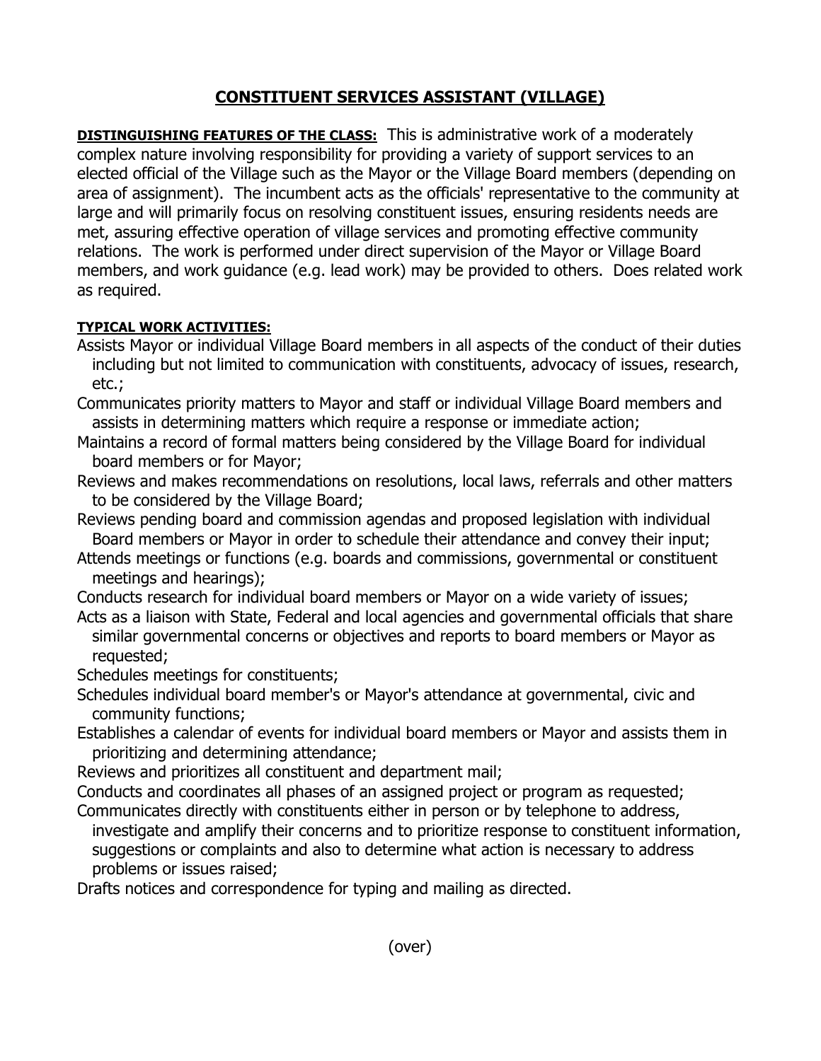# CONSTITUENT SERVICES ASSISTANT (VILLAGE)

**DISTINGUISHING FEATURES OF THE CLASS:** This is administrative work of a moderately complex nature involving responsibility for providing a variety of support services to an elected official of the Village such as the Mayor or the Village Board members (depending on area of assignment). The incumbent acts as the officials' representative to the community at large and will primarily focus on resolving constituent issues, ensuring residents needs are met, assuring effective operation of village services and promoting effective community relations. The work is performed under direct supervision of the Mayor or Village Board members, and work guidance (e.g. lead work) may be provided to others. Does related work as required.

**TYPICAL WORK ACTIVITIES:**

Assists Mayor or individual Village Board members in all aspects of the conduct of their duties including but not limited to communication with constituents, advocacy of issues, research, etc.;

Communicates priority matters to Mayor and staff or individual Village Board members and assists in determining matters which require a response or immediate action;

Maintains a record of formal matters being considered by the Village Board for individual board members or for Mayor;

Reviews and makes recommendations on resolutions, local laws, referrals and other matters to be considered by the Village Board;

Reviews pending board and commission agendas and proposed legislation with individual Board members or Mayor in order to schedule their attendance and convey their input;

Attends meetings or functions (e.g. boards and commissions, governmental or constituent meetings and hearings);

Conducts research for individual board members or Mayor on a wide variety of issues;

Acts as a liaison with State, Federal and local agencies and governmental officials that share similar governmental concerns or objectives and reports to board members or Mayor as requested;

Schedules meetings for constituents;

Schedules individual board member's or Mayor's attendance at governmental, civic and community functions;

Establishes a calendar of events for individual board members or Mayor and assists them in prioritizing and determining attendance;

Reviews and prioritizes all constituent and department mail;

Conducts and coordinates all phases of an assigned project or program as requested;

Communicates directly with constituents either in person or by telephone to address, investigate and amplify their concerns and to prioritize response to constituent information, suggestions or complaints and also to determine what action is necessary to address problems or issues raised;

Drafts notices and correspondence for typing and mailing as directed.

(over)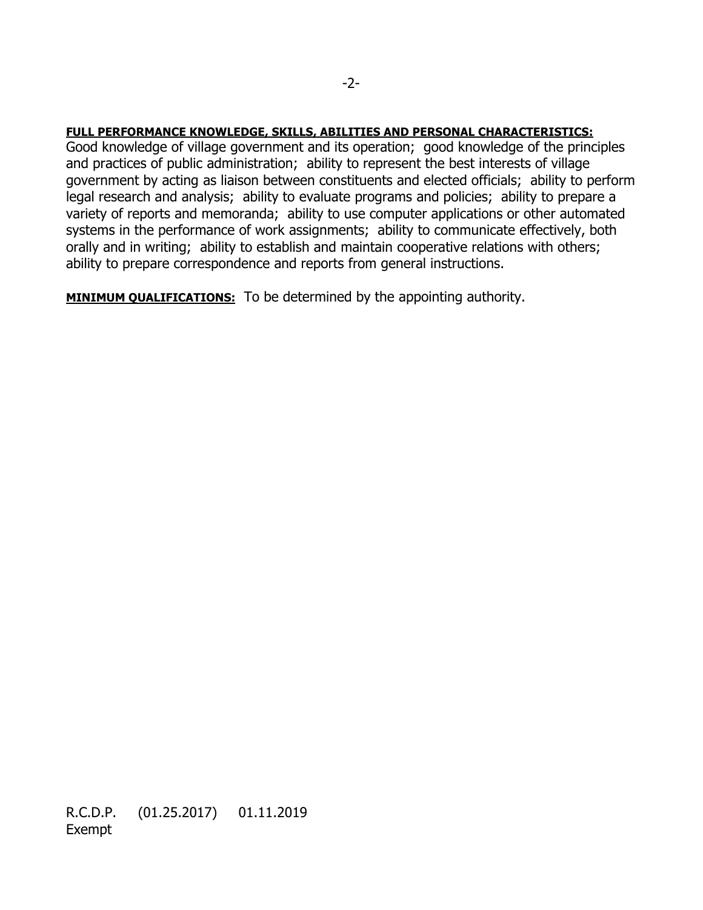**FULL PERFORMANCE KNOWLEDGE, SKILLS, ABILITIES AND PERSONAL CHARACTERISTICS:** Good knowledge of village government and its operation; good knowledge of the principles and practices of public administration; ability to represent the best interests of village government by acting as liaison between constituents and elected officials; ability to perform legal research and analysis; ability to evaluate programs and policies; ability to prepare a variety of reports and memoranda; ability to use computer applications or other automated systems in the performance of work assignments; ability to communicate effectively, both orally and in writing; ability to establish and maintain cooperative relations with others; ability to prepare correspondence and reports from general instructions.

**MINIMUM QUALIFICATIONS:** To be determined by the appointing authority.

R.C.D.P. (01.25.2017) 01.11.2019
Exempt